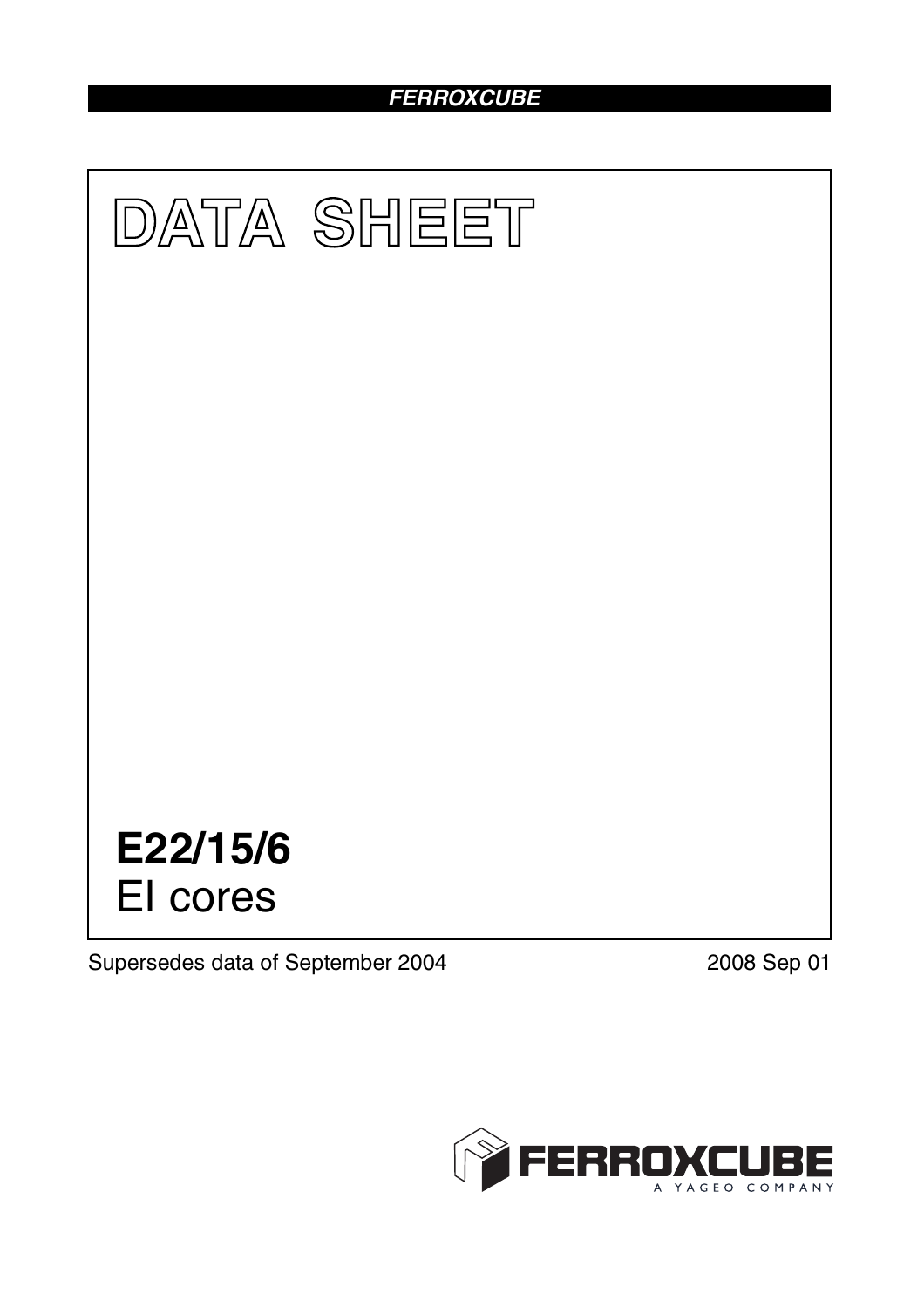FERROXCUBE

# DATA SHEET

# E22/15/6
EI cores

Supersedes data of September 2004

2008 Sep 01

FERROXCUBE
A YAGEO COMPANY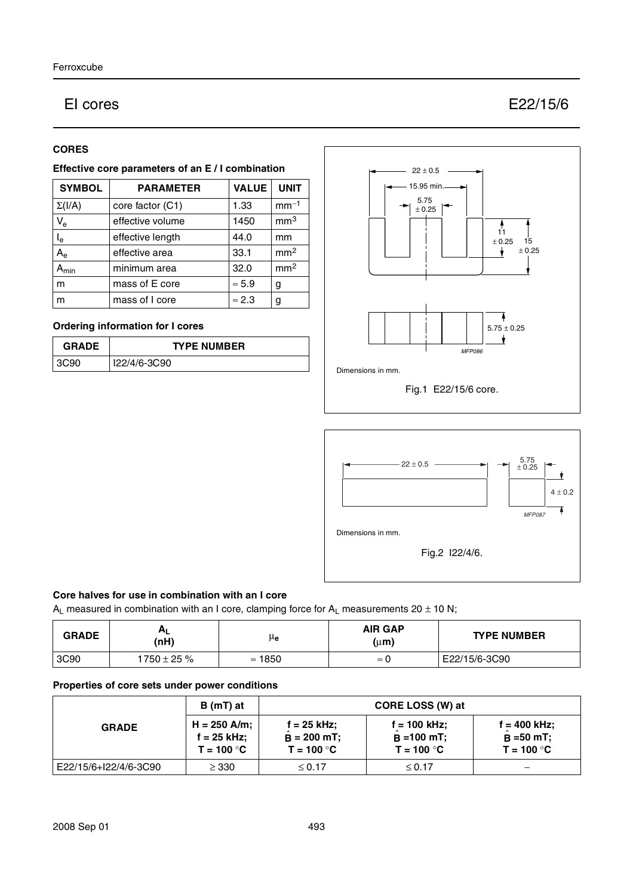# EI cores E22/15/6

## CORES

### Effective core parameters of an E / I combination

| SYMBOL | PARAMETER | VALUE | UNIT |
|---|---|---|---|
| $\Sigma(I/A)$ | core factor (C1) | 1.33 | $mm^{-1}$ |
| $V_e$ | effective volume | 1450 | $mm^3$ |
| $l_e$ | effective length | 44.0 | mm |
| $A_e$ | effective area | 33.1 | $mm^2$ |
| $A_{min}$ | minimum area | 32.0 | $mm^2$ |
| m | mass of E core | ≈ 5.9 | g |
| m | mass of I core | ≈ 2.3 | g |

### Ordering information for I cores

| GRADE | TYPE NUMBER |
|---|---|
| 3C90 | I22/4/6-3C90 |

Dimensions in mm.

Fig.1 E22/15/6 core.

Dimensions in mm.

Fig.2 I22/4/6.

### Core halves for use in combination with an I core

$A_L$ measured in combination with an I core, clamping force for $A_L$ measurements 20 ± 10 N;

| GRADE | $A_L$ (nH) | $\mu_e$ | AIR GAP (μm) | TYPE NUMBER |
|---|---|---|---|---|
| 3C90 | 1750 ± 25 % | ≈ 1850 | ≈ 0 | E22/15/6-3C90 |

### Properties of core sets under power conditions

| GRADE | B (mT) at | CORE LOSS (W) at | | |
|---|---|---|---|---|
| | H = 250 A/m; f = 25 kHz; T = 100 °C | f = 25 kHz; $\hat{B}$ = 200 mT; T = 100 °C | f = 100 kHz; $\hat{B}$ =100 mT; T = 100 °C | f = 400 kHz; $\hat{B}$ =50 mT; T = 100 °C |
| E22/15/6+I22/4/6-3C90 | ≥ 330 | ≤ 0.17 | ≤ 0.17 | − |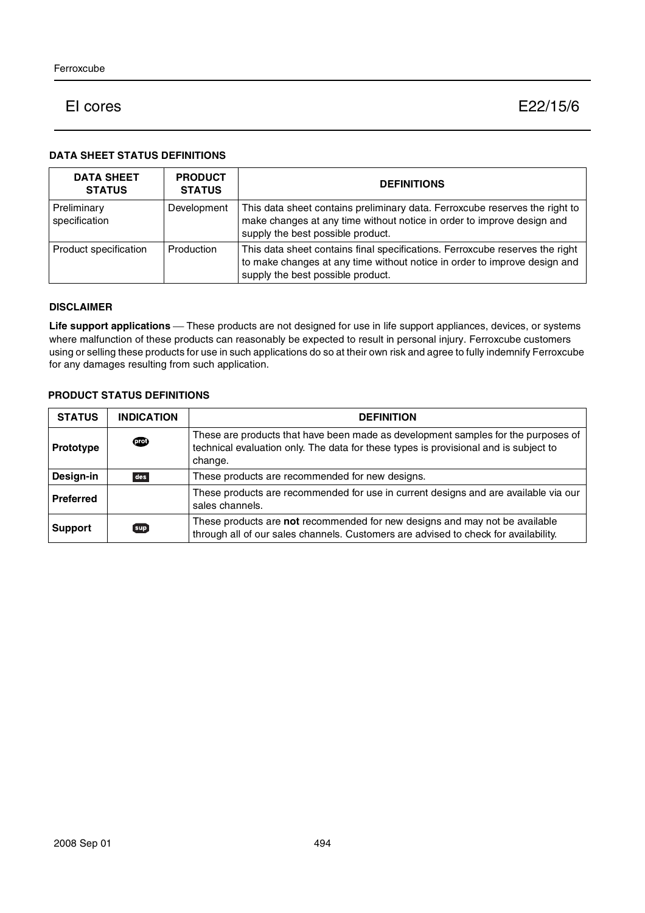## DATA SHEET STATUS DEFINITIONS

| DATA SHEET STATUS | PRODUCT STATUS | DEFINITIONS |
|---|---|---|
| Preliminary specification | Development | This data sheet contains preliminary data. Ferroxcube reserves the right to make changes at any time without notice in order to improve design and supply the best possible product. |
| Product specification | Production | This data sheet contains final specifications. Ferroxcube reserves the right to make changes at any time without notice in order to improve design and supply the best possible product. |

## DISCLAIMER

**Life support applications** — These products are not designed for use in life support appliances, devices, or systems where malfunction of these products can reasonably be expected to result in personal injury. Ferroxcube customers using or selling these products for use in such applications do so at their own risk and agree to fully indemnify Ferroxcube for any damages resulting from such application.

## PRODUCT STATUS DEFINITIONS

| STATUS | INDICATION | DEFINITION |
|---|---|---|
| **Prototype** | prot | These are products that have been made as development samples for the purposes of technical evaluation only. The data for these types is provisional and is subject to change. |
| **Design-in** | des | These products are recommended for new designs. |
| **Preferred** | | These products are recommended for use in current designs and are available via our sales channels. |
| **Support** | sup | These products are **not** recommended for new designs and may not be available through all of our sales channels. Customers are advised to check for availability. |